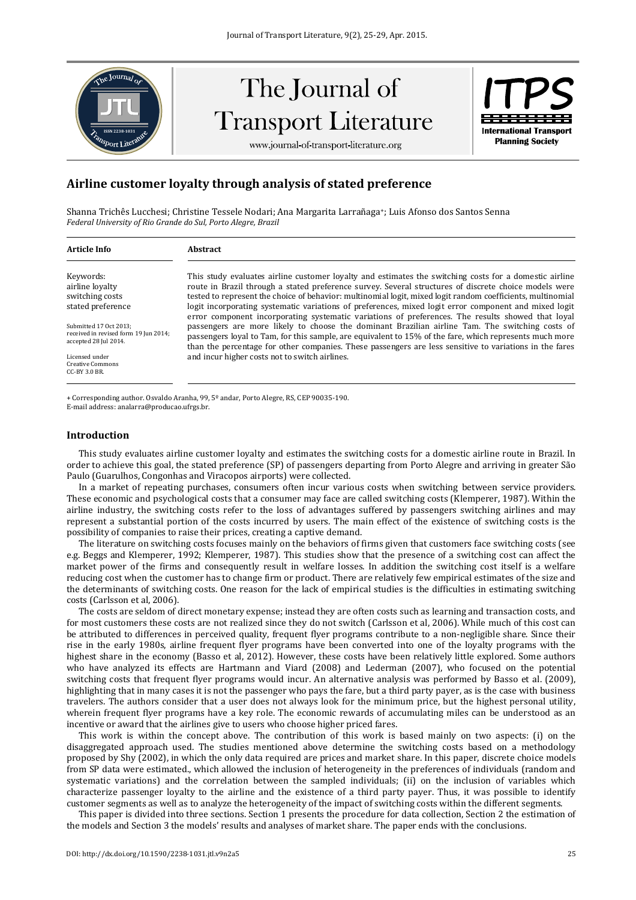# Airline customer loyalty through analysis of stated preference

Shanna Trichês Lucchesi; Christine Tessele Nodari; Ana Margarita Larrañaga+; Luis Afonso dos Santos Senna
*Federal University of Rio Grande do Sul, Porto Alegre, Brazil*

| Article Info | Abstract |
|---|---|
| Keywords: airline loyalty, switching costs, stated preference<br><br>Submitted 17 Oct 2013; received in revised form 19 Jun 2014; accepted 28 Jul 2014.<br><br>Licensed under Creative Commons CC-BY 3.0 BR. | This study evaluates airline customer loyalty and estimates the switching costs for a domestic airline route in Brazil through a stated preference survey. Several structures of discrete choice models were tested to represent the choice of behavior: multinomial logit, mixed logit random coefficients, multinomial logit incorporating systematic variations of preferences, mixed logit error component and mixed logit error component incorporating systematic variations of preferences. The results showed that loyal passengers are more likely to choose the dominant Brazilian airline Tam. The switching costs of passengers loyal to Tam, for this sample, are equivalent to 15% of the fare, which represents much more than the percentage for other companies. These passengers are less sensitive to variations in the fares and incur higher costs not to switch airlines. |

+ Corresponding author. Osvaldo Aranha, 99, 5º andar, Porto Alegre, RS, CEP 90035-190.
E-mail address: analarra@producao.ufrgs.br.

## Introduction

This study evaluates airline customer loyalty and estimates the switching costs for a domestic airline route in Brazil. In order to achieve this goal, the stated preference (SP) of passengers departing from Porto Alegre and arriving in greater São Paulo (Guarulhos, Congonhas and Viracopos airports) were collected.

In a market of repeating purchases, consumers often incur various costs when switching between service providers. These economic and psychological costs that a consumer may face are called switching costs (Klemperer, 1987). Within the airline industry, the switching costs refer to the loss of advantages suffered by passengers switching airlines and may represent a substantial portion of the costs incurred by users. The main effect of the existence of switching costs is the possibility of companies to raise their prices, creating a captive demand.

The literature on switching costs focuses mainly on the behaviors of firms given that customers face switching costs (see e.g. Beggs and Klemperer, 1992; Klemperer, 1987). This studies show that the presence of a switching cost can affect the market power of the firms and consequently result in welfare losses. In addition the switching cost itself is a welfare reducing cost when the customer has to change firm or product. There are relatively few empirical estimates of the size and the determinants of switching costs. One reason for the lack of empirical studies is the difficulties in estimating switching costs (Carlsson et al, 2006).

The costs are seldom of direct monetary expense; instead they are often costs such as learning and transaction costs, and for most customers these costs are not realized since they do not switch (Carlsson et al, 2006). While much of this cost can be attributed to differences in perceived quality, frequent flyer programs contribute to a non-negligible share. Since their rise in the early 1980s, airline frequent flyer programs have been converted into one of the loyalty programs with the highest share in the economy (Basso et al, 2012). However, these costs have been relatively little explored. Some authors who have analyzed its effects are Hartmann and Viard (2008) and Lederman (2007), who focused on the potential switching costs that frequent flyer programs would incur. An alternative analysis was performed by Basso et al. (2009), highlighting that in many cases it is not the passenger who pays the fare, but a third party payer, as is the case with business travelers. The authors consider that a user does not always look for the minimum price, but the highest personal utility, wherein frequent flyer programs have a key role. The economic rewards of accumulating miles can be understood as an incentive or award that the airlines give to users who choose higher priced fares.

This work is within the concept above. The contribution of this work is based mainly on two aspects: (i) on the disaggregated approach used. The studies mentioned above determine the switching costs based on a methodology proposed by Shy (2002), in which the only data required are prices and market share. In this paper, discrete choice models from SP data were estimated., which allowed the inclusion of heterogeneity in the preferences of individuals (random and systematic variations) and the correlation between the sampled individuals; (ii) on the inclusion of variables which characterize passenger loyalty to the airline and the existence of a third party payer. Thus, it was possible to identify customer segments as well as to analyze the heterogeneity of the impact of switching costs within the different segments.

This paper is divided into three sections. Section 1 presents the procedure for data collection, Section 2 the estimation of the models and Section 3 the models' results and analyses of market share. The paper ends with the conclusions.

DOI: http://dx.doi.org/10.1590/2238-1031.jtl.v9n2a5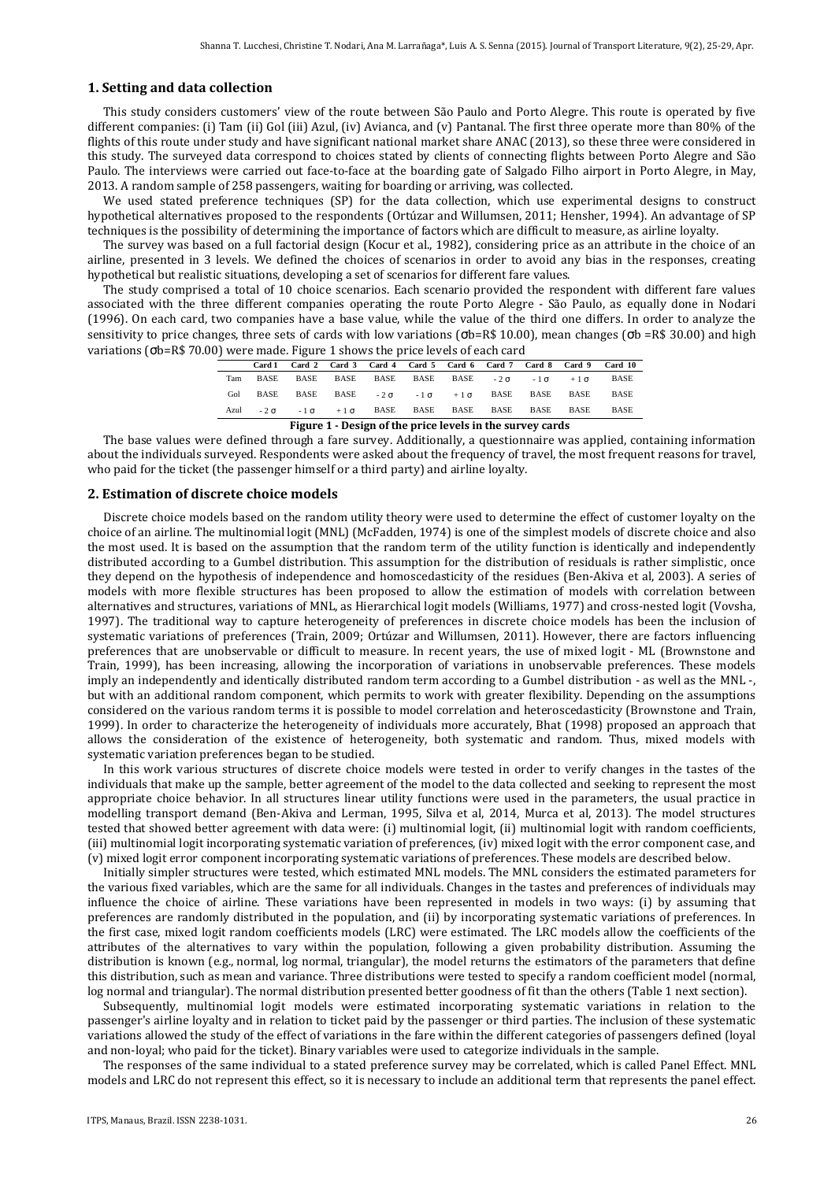## 1. Setting and data collection

This study considers customers' view of the route between São Paulo and Porto Alegre. This route is operated by five different companies: (i) Tam (ii) Gol (iii) Azul, (iv) Avianca, and (v) Pantanal. The first three operate more than 80% of the flights of this route under study and have significant national market share ANAC (2013), so these three were considered in this study. The surveyed data correspond to choices stated by clients of connecting flights between Porto Alegre and São Paulo. The interviews were carried out face-to-face at the boarding gate of Salgado Filho airport in Porto Alegre, in May, 2013. A random sample of 258 passengers, waiting for boarding or arriving, was collected.

We used stated preference techniques (SP) for the data collection, which use experimental designs to construct hypothetical alternatives proposed to the respondents (Ortúzar and Willumsen, 2011; Hensher, 1994). An advantage of SP techniques is the possibility of determining the importance of factors which are difficult to measure, as airline loyalty.

The survey was based on a full factorial design (Kocur et al., 1982), considering price as an attribute in the choice of an airline, presented in 3 levels. We defined the choices of scenarios in order to avoid any bias in the responses, creating hypothetical but realistic situations, developing a set of scenarios for different fare values.

The study comprised a total of 10 choice scenarios. Each scenario provided the respondent with different fare values associated with the three different companies operating the route Porto Alegre - São Paulo, as equally done in Nodari (1996). On each card, two companies have a base value, while the value of the third one differs. In order to analyze the sensitivity to price changes, three sets of cards with low variations ($\sigma$b=R$ 10.00), mean changes ($\sigma$b =R$ 30.00) and high variations ($\sigma$b=R$ 70.00) were made. Figure 1 shows the price levels of each card

| | Card 1 | Card 2 | Card 3 | Card 4 | Card 5 | Card 6 | Card 7 | Card 8 | Card 9 | Card 10 |
|---|---|---|---|---|---|---|---|---|---|---|
| Tam | BASE | BASE | BASE | BASE | BASE | BASE | $-2\,\sigma$ | $-1\,\sigma$ | $+1\,\sigma$ | BASE |
| Gol | BASE | BASE | BASE | $-2\,\sigma$ | $-1\,\sigma$ | $+1\,\sigma$ | BASE | BASE | BASE | BASE |
| Azul | $-2\,\sigma$ | $-1\,\sigma$ | $+1\,\sigma$ | BASE | BASE | BASE | BASE | BASE | BASE | BASE |

**Figure 1 - Design of the price levels in the survey cards**

The base values were defined through a fare survey. Additionally, a questionnaire was applied, containing information about the individuals surveyed. Respondents were asked about the frequency of travel, the most frequent reasons for travel, who paid for the ticket (the passenger himself or a third party) and airline loyalty.

## 2. Estimation of discrete choice models

Discrete choice models based on the random utility theory were used to determine the effect of customer loyalty on the choice of an airline. The multinomial logit (MNL) (McFadden, 1974) is one of the simplest models of discrete choice and also the most used. It is based on the assumption that the random term of the utility function is identically and independently distributed according to a Gumbel distribution. This assumption for the distribution of residuals is rather simplistic, once they depend on the hypothesis of independence and homoscedasticity of the residues (Ben-Akiva et al, 2003). A series of models with more flexible structures has been proposed to allow the estimation of models with correlation between alternatives and structures, variations of MNL, as Hierarchical logit models (Williams, 1977) and cross-nested logit (Vovsha, 1997). The traditional way to capture heterogeneity of preferences in discrete choice models has been the inclusion of systematic variations of preferences (Train, 2009; Ortúzar and Willumsen, 2011). However, there are factors influencing preferences that are unobservable or difficult to measure. In recent years, the use of mixed logit - ML (Brownstone and Train, 1999), has been increasing, allowing the incorporation of variations in unobservable preferences. These models imply an independently and identically distributed random term according to a Gumbel distribution - as well as the MNL -, but with an additional random component, which permits to work with greater flexibility. Depending on the assumptions considered on the various random terms it is possible to model correlation and heteroscedasticity (Brownstone and Train, 1999). In order to characterize the heterogeneity of individuals more accurately, Bhat (1998) proposed an approach that allows the consideration of the existence of heterogeneity, both systematic and random. Thus, mixed models with systematic variation preferences began to be studied.

In this work various structures of discrete choice models were tested in order to verify changes in the tastes of the individuals that make up the sample, better agreement of the model to the data collected and seeking to represent the most appropriate choice behavior. In all structures linear utility functions were used in the parameters, the usual practice in modelling transport demand (Ben-Akiva and Lerman, 1995, Silva et al, 2014, Murca et al, 2013). The model structures tested that showed better agreement with data were: (i) multinomial logit, (ii) multinomial logit with random coefficients, (iii) multinomial logit incorporating systematic variation of preferences, (iv) mixed logit with the error component case, and (v) mixed logit error component incorporating systematic variations of preferences. These models are described below.

Initially simpler structures were tested, which estimated MNL models. The MNL considers the estimated parameters for the various fixed variables, which are the same for all individuals. Changes in the tastes and preferences of individuals may influence the choice of airline. These variations have been represented in models in two ways: (i) by assuming that preferences are randomly distributed in the population, and (ii) by incorporating systematic variations of preferences. In the first case, mixed logit random coefficients models (LRC) were estimated. The LRC models allow the coefficients of the attributes of the alternatives to vary within the population, following a given probability distribution. Assuming the distribution is known (e.g., normal, log normal, triangular), the model returns the estimators of the parameters that define this distribution, such as mean and variance. Three distributions were tested to specify a random coefficient model (normal, log normal and triangular). The normal distribution presented better goodness of fit than the others (Table 1 next section).

Subsequently, multinomial logit models were estimated incorporating systematic variations in relation to the passenger's airline loyalty and in relation to ticket paid by the passenger or third parties. The inclusion of these systematic variations allowed the study of the effect of variations in the fare within the different categories of passengers defined (loyal and non-loyal; who paid for the ticket). Binary variables were used to categorize individuals in the sample.

The responses of the same individual to a stated preference survey may be correlated, which is called Panel Effect. MNL models and LRC do not represent this effect, so it is necessary to include an additional term that represents the panel effect.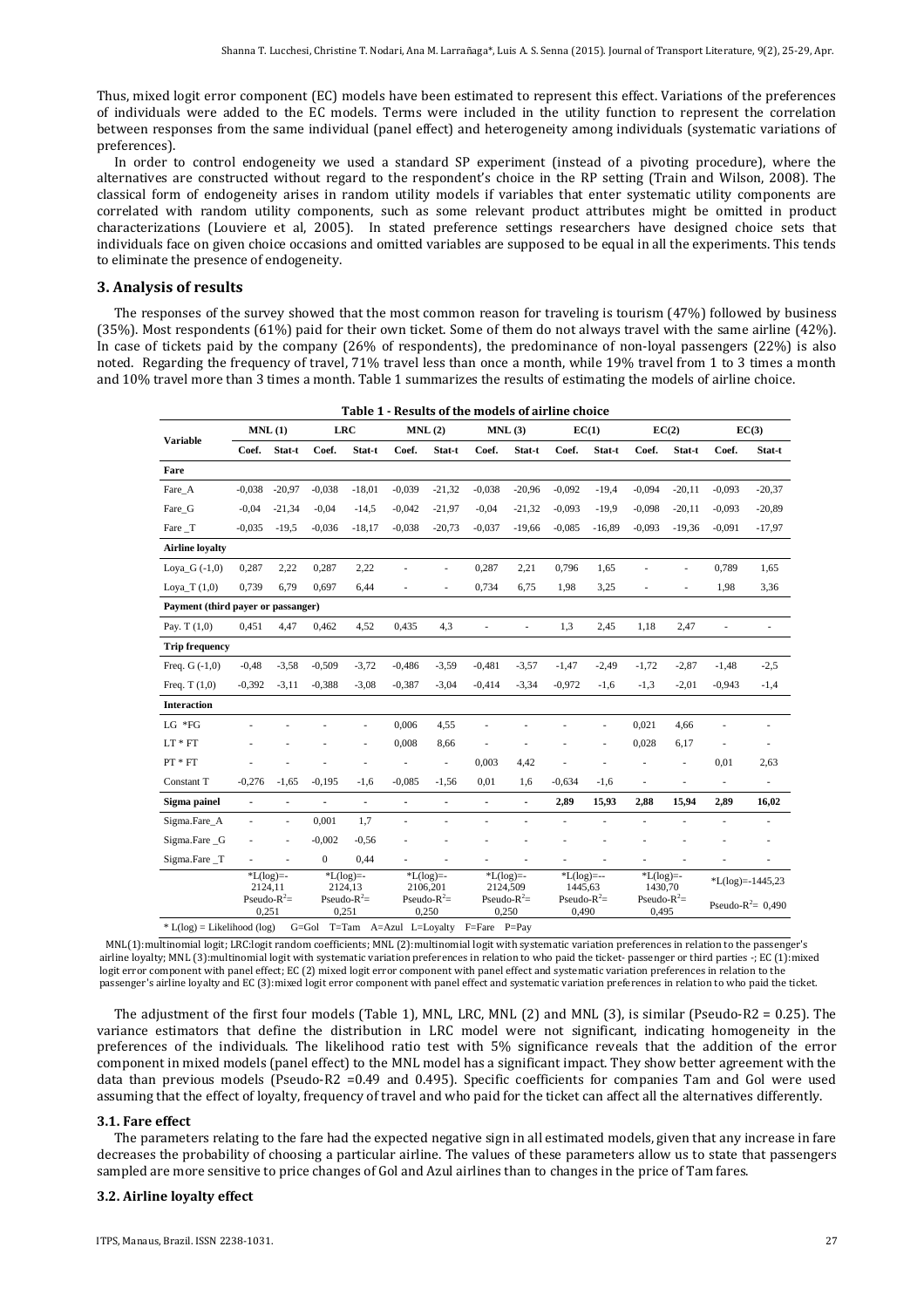Thus, mixed logit error component (EC) models have been estimated to represent this effect. Variations of the preferences of individuals were added to the EC models. Terms were included in the utility function to represent the correlation between responses from the same individual (panel effect) and heterogeneity among individuals (systematic variations of preferences).

In order to control endogeneity we used a standard SP experiment (instead of a pivoting procedure), where the alternatives are constructed without regard to the respondent's choice in the RP setting (Train and Wilson, 2008). The classical form of endogeneity arises in random utility models if variables that enter systematic utility components are correlated with random utility components, such as some relevant product attributes might be omitted in product characterizations (Louviere et al, 2005). In stated preference settings researchers have designed choice sets that individuals face on given choice occasions and omitted variables are supposed to be equal in all the experiments. This tends to eliminate the presence of endogeneity.

## 3. Analysis of results

The responses of the survey showed that the most common reason for traveling is tourism (47%) followed by business (35%). Most respondents (61%) paid for their own ticket. Some of them do not always travel with the same airline (42%). In case of tickets paid by the company (26% of respondents), the predominance of non-loyal passengers (22%) is also noted. Regarding the frequency of travel, 71% travel less than once a month, while 19% travel from 1 to 3 times a month and 10% travel more than 3 times a month. Table 1 summarizes the results of estimating the models of airline choice.

**Table 1 - Results of the models of airline choice**

| Variable | MNL (1) | | LRC | | MNL (2) | | MNL (3) | | EC(1) | | EC(2) | | EC(3) | |
|---|---|---|---|---|---|---|---|---|---|---|---|---|---|---|
| | Coef. | Stat-t | Coef. | Stat-t | Coef. | Stat-t | Coef. | Stat-t | Coef. | Stat-t | Coef. | Stat-t | Coef. | Stat-t |
| **Fare** | | | | | | | | | | | | | | |
| Fare_A | -0,038 | -20,97 | -0,038 | -18,01 | -0,039 | -21,32 | -0,038 | -20,96 | -0,092 | -19,4 | -0,094 | -20,11 | -0,093 | -20,37 |
| Fare_G | -0,04 | -21,34 | -0,04 | -14,5 | -0,042 | -21,97 | -0,04 | -21,32 | -0,093 | -19,9 | -0,098 | -20,11 | -0,093 | -20,89 |
| Fare _T | -0,035 | -19,5 | -0,036 | -18,17 | -0,038 | -20,73 | -0,037 | -19,66 | -0,085 | -16,89 | -0,093 | -19,36 | -0,091 | -17,97 |
| **Airline loyalty** | | | | | | | | | | | | | | |
| Loya_G (-1,0) | 0,287 | 2,22 | 0,287 | 2,22 | - | - | 0,287 | 2,21 | 0,796 | 1,65 | - | - | 0,789 | 1,65 |
| Loya_T (1,0) | 0,739 | 6,79 | 0,697 | 6,44 | - | - | 0,734 | 6,75 | 1,98 | 3,25 | - | - | 1,98 | 3,36 |
| **Payment (third payer or passanger)** | | | | | | | | | | | | | | |
| Pay. T (1,0) | 0,451 | 4,47 | 0,462 | 4,52 | 0,435 | 4,3 | - | - | 1,3 | 2,45 | 1,18 | 2,47 | - | - |
| **Trip frequency** | | | | | | | | | | | | | | |
| Freq. G (-1,0) | -0,48 | -3,58 | -0,509 | -3,72 | -0,486 | -3,59 | -0,481 | -3,57 | -1,47 | -2,49 | -1,72 | -2,87 | -1,48 | -2,5 |
| Freq. T (1,0) | -0,392 | -3,11 | -0,388 | -3,08 | -0,387 | -3,04 | -0,414 | -3,34 | -0,972 | -1,6 | -1,3 | -2,01 | -0,943 | -1,4 |
| **Interaction** | | | | | | | | | | | | | | |
| LG *FG | - | - | - | - | 0,006 | 4,55 | - | - | - | - | 0,021 | 4,66 | - | - |
| LT * FT | - | - | - | - | 0,008 | 8,66 | - | - | - | - | 0,028 | 6,17 | - | - |
| PT * FT | - | - | - | - | - | - | 0,003 | 4,42 | - | - | - | - | 0,01 | 2,63 |
| Constant T | -0,276 | -1,65 | -0,195 | -1,6 | -0,085 | -1,56 | 0,01 | 1,6 | -0,634 | -1,6 | - | - | - | - |
| **Sigma painel** | - | - | - | - | - | - | - | - | **2,89** | **15,93** | **2,88** | **15,94** | **2,89** | **16,02** |
| Sigma.Fare_A | - | - | 0,001 | 1,7 | - | - | - | - | - | - | - | - | - | - |
| Sigma.Fare _G | - | - | -0,002 | -0,56 | - | - | - | - | - | - | - | - | - | - |
| Sigma.Fare _T | - | - | 0 | 0,44 | - | - | - | - | - | - | - | - | - | - |
| | *L(log)=-2124,11 Pseudo-$R^2$= 0,251 | | *L(log)=-2124,13 Pseudo-$R^2$= 0,251 | | *L(log)=-2106,201 Pseudo-$R^2$= 0,250 | | *L(log)=-2124,509 Pseudo-$R^2$= 0,250 | | *L(log)=--1445,63 Pseudo-$R^2$= 0,490 | | *L(log)=-1430,70 Pseudo-$R^2$= 0,495 | | *L(log)=-1445,23 Pseudo-$R^2$= 0,490 | |

* L(log) = Likelihood (log) G=Gol T=Tam A=Azul L=Loyalty F=Fare P=Pay

MNL(1):multinomial logit; LRC:logit random coefficients; MNL (2):multinomial logit with systematic variation preferences in relation to the passenger's airline loyalty; MNL (3):multinomial logit with systematic variation preferences in relation to who paid the ticket- passenger or third parties -; EC (1):mixed logit error component with panel effect; EC (2) mixed logit error component with panel effect and systematic variation preferences in relation to the passenger's airline loyalty and EC (3):mixed logit error component with panel effect and systematic variation preferences in relation to who paid the ticket.

The adjustment of the first four models (Table 1), MNL, LRC, MNL (2) and MNL (3), is similar (Pseudo-R2 = 0.25). The variance estimators that define the distribution in LRC model were not significant, indicating homogeneity in the preferences of the individuals. The likelihood ratio test with 5% significance reveals that the addition of the error component in mixed models (panel effect) to the MNL model has a significant impact. They show better agreement with the data than previous models (Pseudo-R2 =0.49 and 0.495). Specific coefficients for companies Tam and Gol were used assuming that the effect of loyalty, frequency of travel and who paid for the ticket can affect all the alternatives differently.

### 3.1. Fare effect

The parameters relating to the fare had the expected negative sign in all estimated models, given that any increase in fare decreases the probability of choosing a particular airline. The values of these parameters allow us to state that passengers sampled are more sensitive to price changes of Gol and Azul airlines than to changes in the price of Tam fares.

### 3.2. Airline loyalty effect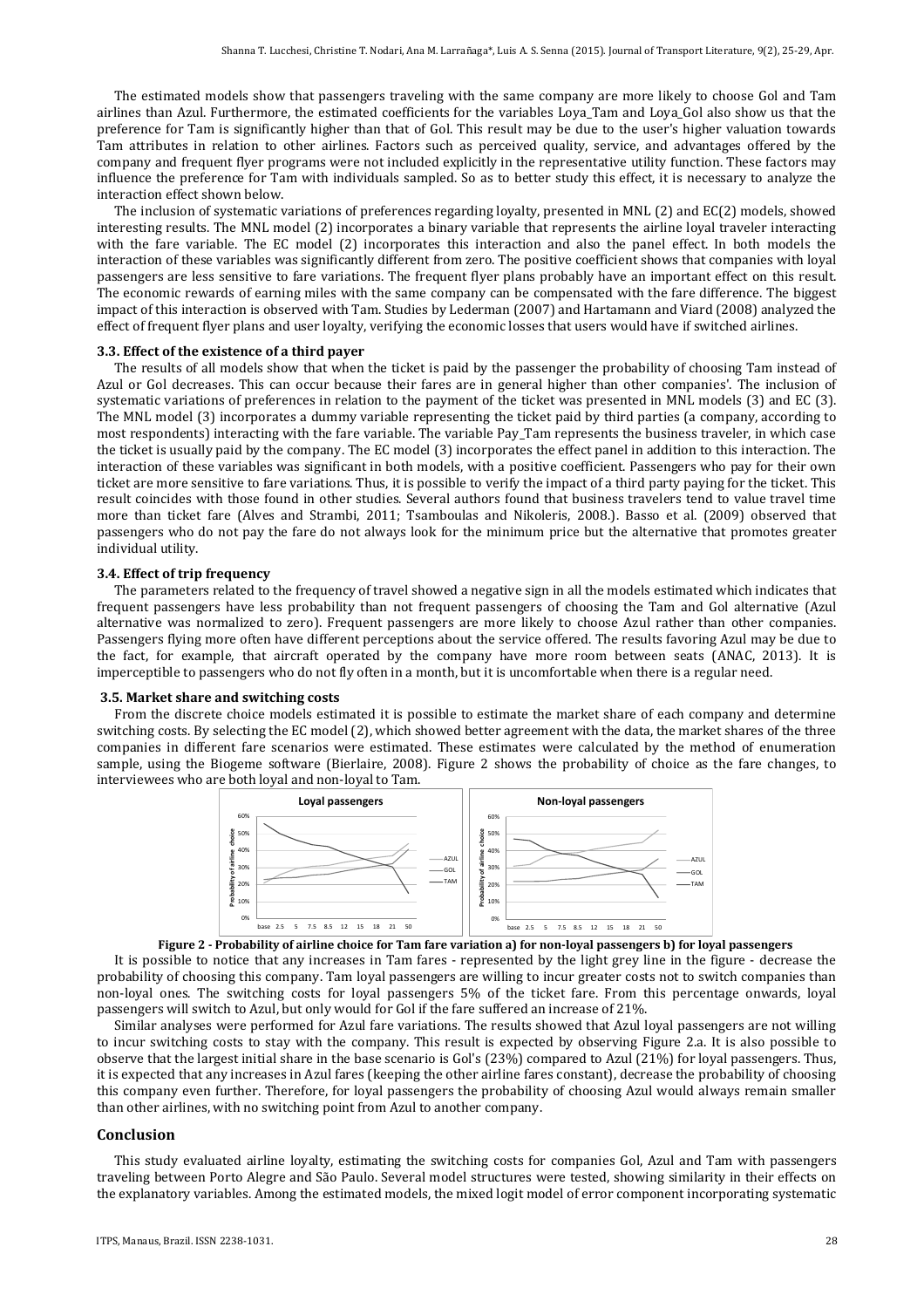The estimated models show that passengers traveling with the same company are more likely to choose Gol and Tam airlines than Azul. Furthermore, the estimated coefficients for the variables Loya_Tam and Loya_Gol also show us that the preference for Tam is significantly higher than that of Gol. This result may be due to the user's higher valuation towards Tam attributes in relation to other airlines. Factors such as perceived quality, service, and advantages offered by the company and frequent flyer programs were not included explicitly in the representative utility function. These factors may influence the preference for Tam with individuals sampled. So as to better study this effect, it is necessary to analyze the interaction effect shown below.

The inclusion of systematic variations of preferences regarding loyalty, presented in MNL (2) and EC(2) models, showed interesting results. The MNL model (2) incorporates a binary variable that represents the airline loyal traveler interacting with the fare variable. The EC model (2) incorporates this interaction and also the panel effect. In both models the interaction of these variables was significantly different from zero. The positive coefficient shows that companies with loyal passengers are less sensitive to fare variations. The frequent flyer plans probably have an important effect on this result. The economic rewards of earning miles with the same company can be compensated with the fare difference. The biggest impact of this interaction is observed with Tam. Studies by Lederman (2007) and Hartamann and Viard (2008) analyzed the effect of frequent flyer plans and user loyalty, verifying the economic losses that users would have if switched airlines.

### 3.3. Effect of the existence of a third payer

The results of all models show that when the ticket is paid by the passenger the probability of choosing Tam instead of Azul or Gol decreases. This can occur because their fares are in general higher than other companies'. The inclusion of systematic variations of preferences in relation to the payment of the ticket was presented in MNL models (3) and EC (3). The MNL model (3) incorporates a dummy variable representing the ticket paid by third parties (a company, according to most respondents) interacting with the fare variable. The variable Pay_Tam represents the business traveler, in which case the ticket is usually paid by the company. The EC model (3) incorporates the effect panel in addition to this interaction. The interaction of these variables was significant in both models, with a positive coefficient. Passengers who pay for their own ticket are more sensitive to fare variations. Thus, it is possible to verify the impact of a third party paying for the ticket. This result coincides with those found in other studies. Several authors found that business travelers tend to value travel time more than ticket fare (Alves and Strambi, 2011; Tsamboulas and Nikoleris, 2008.). Basso et al. (2009) observed that passengers who do not pay the fare do not always look for the minimum price but the alternative that promotes greater individual utility.

### 3.4. Effect of trip frequency

The parameters related to the frequency of travel showed a negative sign in all the models estimated which indicates that frequent passengers have less probability than not frequent passengers of choosing the Tam and Gol alternative (Azul alternative was normalized to zero). Frequent passengers are more likely to choose Azul rather than other companies. Passengers flying more often have different perceptions about the service offered. The results favoring Azul may be due to the fact, for example, that aircraft operated by the company have more room between seats (ANAC, 2013). It is imperceptible to passengers who do not fly often in a month, but it is uncomfortable when there is a regular need.

### 3.5. Market share and switching costs

From the discrete choice models estimated it is possible to estimate the market share of each company and determine switching costs. By selecting the EC model (2), which showed better agreement with the data, the market shares of the three companies in different fare scenarios were estimated. These estimates were calculated by the method of enumeration sample, using the Biogeme software (Bierlaire, 2008). Figure 2 shows the probability of choice as the fare changes, to interviewees who are both loyal and non-loyal to Tam.

**Figure 2 - Probability of airline choice for Tam fare variation a) for non-loyal passengers b) for loyal passengers**

It is possible to notice that any increases in Tam fares - represented by the light grey line in the figure - decrease the probability of choosing this company. Tam loyal passengers are willing to incur greater costs not to switch companies than non-loyal ones. The switching costs for loyal passengers 5% of the ticket fare. From this percentage onwards, loyal passengers will switch to Azul, but only would for Gol if the fare suffered an increase of 21%.

Similar analyses were performed for Azul fare variations. The results showed that Azul loyal passengers are not willing to incur switching costs to stay with the company. This result is expected by observing Figure 2.a. It is also possible to observe that the largest initial share in the base scenario is Gol's (23%) compared to Azul (21%) for loyal passengers. Thus, it is expected that any increases in Azul fares (keeping the other airline fares constant), decrease the probability of choosing this company even further. Therefore, for loyal passengers the probability of choosing Azul would always remain smaller than other airlines, with no switching point from Azul to another company.

## Conclusion

This study evaluated airline loyalty, estimating the switching costs for companies Gol, Azul and Tam with passengers traveling between Porto Alegre and São Paulo. Several model structures were tested, showing similarity in their effects on the explanatory variables. Among the estimated models, the mixed logit model of error component incorporating systematic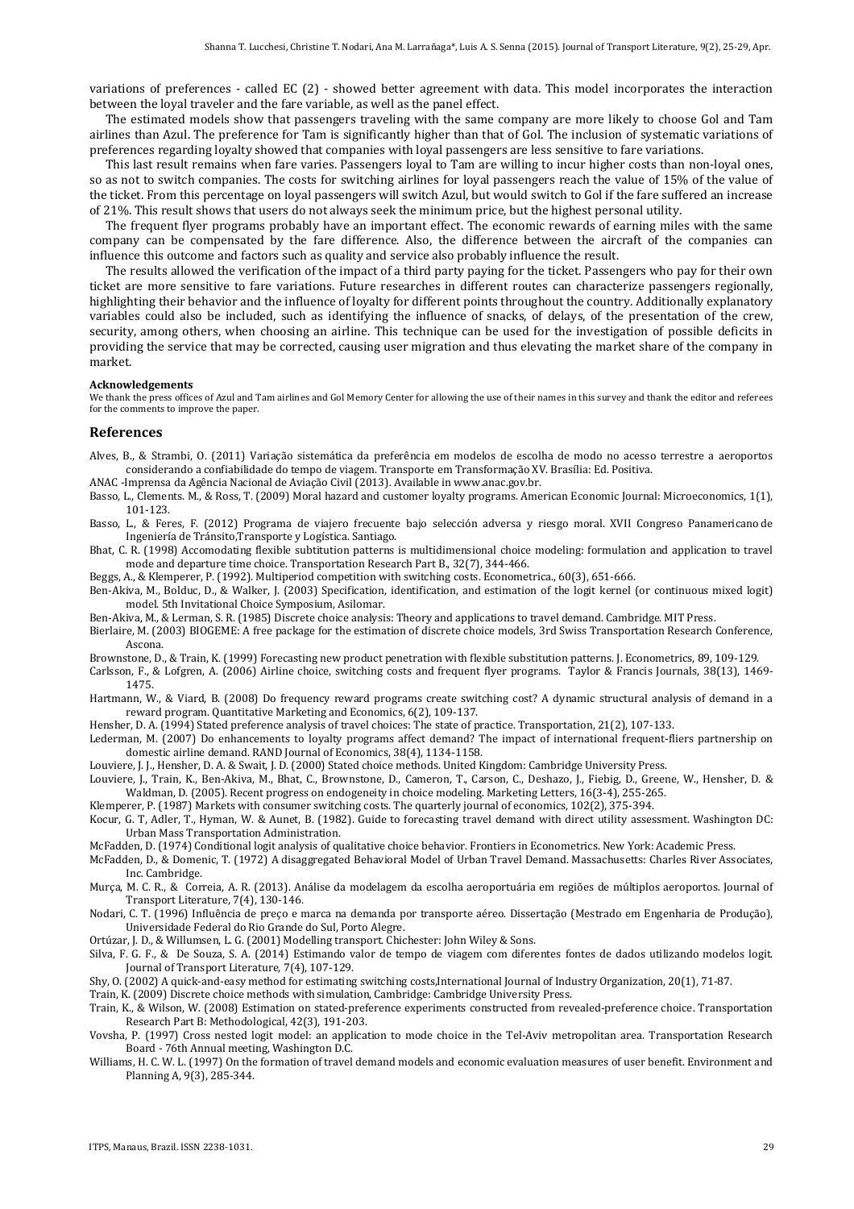variations of preferences - called EC (2) - showed better agreement with data. This model incorporates the interaction between the loyal traveler and the fare variable, as well as the panel effect.

The estimated models show that passengers traveling with the same company are more likely to choose Gol and Tam airlines than Azul. The preference for Tam is significantly higher than that of Gol. The inclusion of systematic variations of preferences regarding loyalty showed that companies with loyal passengers are less sensitive to fare variations.

This last result remains when fare varies. Passengers loyal to Tam are willing to incur higher costs than non-loyal ones, so as not to switch companies. The costs for switching airlines for loyal passengers reach the value of 15% of the value of the ticket. From this percentage on loyal passengers will switch Azul, but would switch to Gol if the fare suffered an increase of 21%. This result shows that users do not always seek the minimum price, but the highest personal utility.

The frequent flyer programs probably have an important effect. The economic rewards of earning miles with the same company can be compensated by the fare difference. Also, the difference between the aircraft of the companies can influence this outcome and factors such as quality and service also probably influence the result.

The results allowed the verification of the impact of a third party paying for the ticket. Passengers who pay for their own ticket are more sensitive to fare variations. Future researches in different routes can characterize passengers regionally, highlighting their behavior and the influence of loyalty for different points throughout the country. Additionally explanatory variables could also be included, such as identifying the influence of snacks, of delays, of the presentation of the crew, security, among others, when choosing an airline. This technique can be used for the investigation of possible deficits in providing the service that may be corrected, causing user migration and thus elevating the market share of the company in market.

**Acknowledgements**

We thank the press offices of Azul and Tam airlines and Gol Memory Center for allowing the use of their names in this survey and thank the editor and referees for the comments to improve the paper.

## References

Alves, B., & Strambi, O. (2011) Variação sistemática da preferência em modelos de escolha de modo no acesso terrestre a aeroportos considerando a confiabilidade do tempo de viagem. Transporte em Transformação XV. Brasília: Ed. Positiva.

ANAC -Imprensa da Agência Nacional de Aviação Civil (2013). Available in www.anac.gov.br.

Basso, L., Clements. M., & Ross, T. (2009) Moral hazard and customer loyalty programs. American Economic Journal: Microeconomics, 1(1), 101-123.

Basso, L., & Feres, F. (2012) Programa de viajero frecuente bajo selección adversa y riesgo moral. XVII Congreso Panamericano de Ingeniería de Tránsito,Transporte y Logística. Santiago.

Bhat, C. R. (1998) Accomodating flexible subtitution patterns is multidimensional choice modeling: formulation and application to travel mode and departure time choice. Transportation Research Part B., 32(7), 344-466.

Beggs, A., & Klemperer, P. (1992). Multiperiod competition with switching costs. Econometrica., 60(3), 651-666.

Ben-Akiva, M., Bolduc, D., & Walker, J. (2003) Specification, identification, and estimation of the logit kernel (or continuous mixed logit) model. 5th Invitational Choice Symposium, Asilomar.

Ben-Akiva, M., & Lerman, S. R. (1985) Discrete choice analysis: Theory and applications to travel demand. Cambridge. MIT Press.

Bierlaire, M. (2003) BIOGEME: A free package for the estimation of discrete choice models, 3rd Swiss Transportation Research Conference, Ascona.

Brownstone, D., & Train, K. (1999) Forecasting new product penetration with flexible substitution patterns. J. Econometrics, 89, 109-129.

Carlsson, F., & Lofgren, A. (2006) Airline choice, switching costs and frequent flyer programs. Taylor & Francis Journals, 38(13), 1469-1475.

Hartmann, W., & Viard, B. (2008) Do frequency reward programs create switching cost? A dynamic structural analysis of demand in a reward program. Quantitative Marketing and Economics, 6(2), 109-137.

Hensher, D. A. (1994) Stated preference analysis of travel choices: The state of practice. Transportation, 21(2), 107-133.

Lederman, M. (2007) Do enhancements to loyalty programs affect demand? The impact of international frequent-fliers partnership on domestic airline demand. RAND Journal of Economics, 38(4), 1134-1158.

Louviere, J. J., Hensher, D. A. & Swait, J. D. (2000) Stated choice methods. United Kingdom: Cambridge University Press.

Louviere, J., Train, K., Ben-Akiva, M., Bhat, C., Brownstone, D., Cameron, T., Carson, C., Deshazo, J., Fiebig, D., Greene, W., Hensher, D. & Waldman, D. (2005). Recent progress on endogeneity in choice modeling. Marketing Letters, 16(3-4), 255-265.

Klemperer, P. (1987) Markets with consumer switching costs. The quarterly journal of economics, 102(2), 375-394.

Kocur, G. T, Adler, T., Hyman, W. & Aunet, B. (1982). Guide to forecasting travel demand with direct utility assessment. Washington DC: Urban Mass Transportation Administration.

McFadden, D. (1974) Conditional logit analysis of qualitative choice behavior. Frontiers in Econometrics. New York: Academic Press.

McFadden, D., & Domenic, T. (1972) A disaggregated Behavioral Model of Urban Travel Demand. Massachusetts: Charles River Associates, Inc. Cambridge.

Murça, M. C. R., & Correia, A. R. (2013). Análise da modelagem da escolha aeroportuária em regiões de múltiplos aeroportos. Journal of Transport Literature, 7(4), 130-146.

Nodari, C. T. (1996) Influência de preço e marca na demanda por transporte aéreo. Dissertação (Mestrado em Engenharia de Produção), Universidade Federal do Rio Grande do Sul, Porto Alegre.

Ortúzar, J. D., & Willumsen, L. G. (2001) Modelling transport. Chichester: John Wiley & Sons.

Silva, F. G. F., & De Souza, S. A. (2014) Estimando valor de tempo de viagem com diferentes fontes de dados utilizando modelos logit. Journal of Transport Literature, 7(4), 107-129.

Shy, O. (2002) A quick-and-easy method for estimating switching costs,International Journal of Industry Organization, 20(1), 71-87.

Train, K. (2009) Discrete choice methods with simulation, Cambridge: Cambridge University Press.

Train, K., & Wilson, W. (2008) Estimation on stated-preference experiments constructed from revealed-preference choice. Transportation Research Part B: Methodological, 42(3), 191-203.

Vovsha, P. (1997) Cross nested logit model: an application to mode choice in the Tel-Aviv metropolitan area. Transportation Research Board - 76th Annual meeting, Washington D.C.

Williams, H. C. W. L. (1997) On the formation of travel demand models and economic evaluation measures of user benefit. Environment and Planning A, 9(3), 285-344.